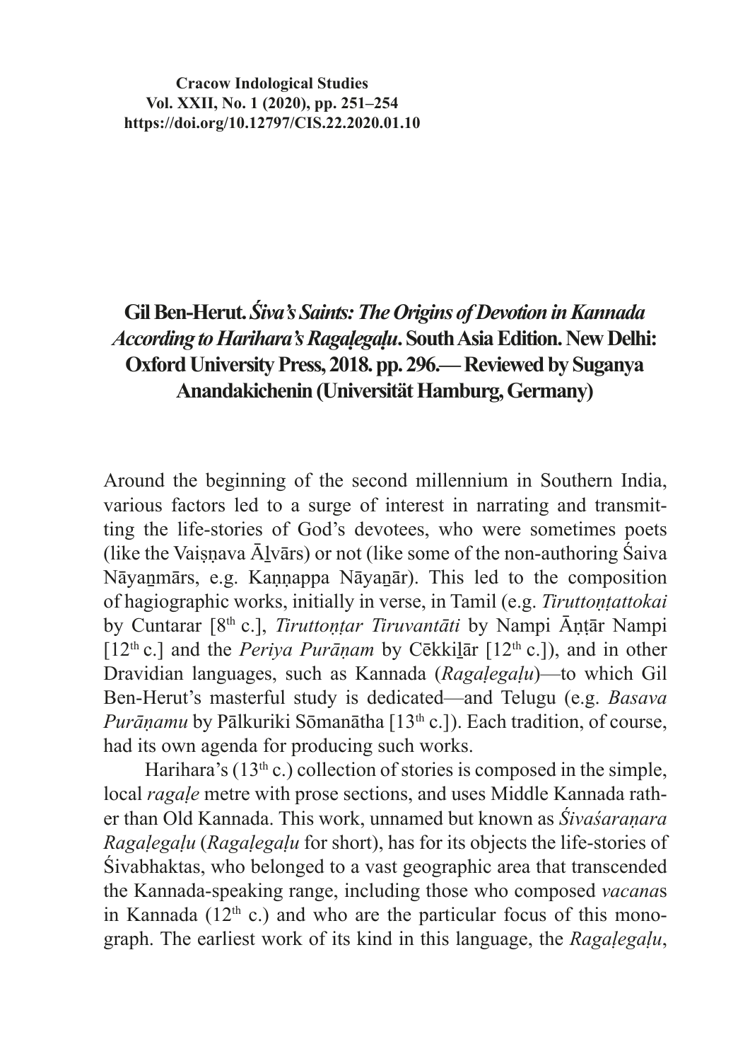**Cracow Indological Studies**
**Vol. XXII, No. 1 (2020), pp. 251–254**
**https://doi.org/10.12797/CIS.22.2020.01.10**

# Gil Ben-Herut. *Śiva's Saints: The Origins of Devotion in Kannada According to Harihara's Ragaḷegaḷu*. South Asia Edition. New Delhi: Oxford University Press, 2018. pp. 296.— Reviewed by Suganya Anandakichenin (Universität Hamburg, Germany)

Around the beginning of the second millennium in Southern India, various factors led to a surge of interest in narrating and transmitting the life-stories of God's devotees, who were sometimes poets (like the Vaiṣṇava Āḻvārs) or not (like some of the non-authoring Śaiva Nāyaṉmārs, e.g. Kaṇṇappa Nāyaṉār). This led to the composition of hagiographic works, initially in verse, in Tamil (e.g. *Tiruttoṇṭattokai* by Cuntarar [8th c.], *Tiruttoṇṭar Tiruvantāti* by Nampi Āṇṭār Nampi [12th c.] and the *Periya Purāṇam* by Cēkkiḻār [12th c.]), and in other Dravidian languages, such as Kannada (*Ragaḷegaḷu*)—to which Gil Ben-Herut's masterful study is dedicated—and Telugu (e.g. *Basava Purāṇamu* by Pālkuriki Sōmanātha [13th c.]). Each tradition, of course, had its own agenda for producing such works.

Harihara's (13th c.) collection of stories is composed in the simple, local *ragaḷe* metre with prose sections, and uses Middle Kannada rather than Old Kannada. This work, unnamed but known as *Śivaśaraṇara Ragaḷegaḷu* (*Ragaḷegaḷu* for short), has for its objects the life-stories of Śivabhaktas, who belonged to a vast geographic area that transcended the Kannada-speaking range, including those who composed *vacana*s in Kannada (12th c.) and who are the particular focus of this monograph. The earliest work of its kind in this language, the *Ragaḷegaḷu*,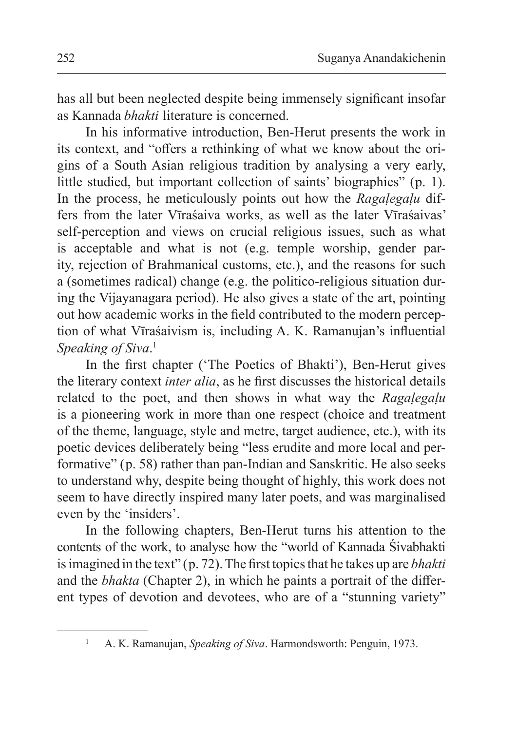has all but been neglected despite being immensely significant insofar as Kannada *bhakti* literature is concerned.

In his informative introduction, Ben-Herut presents the work in its context, and "offers a rethinking of what we know about the origins of a South Asian religious tradition by analysing a very early, little studied, but important collection of saints' biographies" (p. 1). In the process, he meticulously points out how the *Ragaḷegaḷu* differs from the later Vīraśaiva works, as well as the later Vīraśaivas' self-perception and views on crucial religious issues, such as what is acceptable and what is not (e.g. temple worship, gender parity, rejection of Brahmanical customs, etc.), and the reasons for such a (sometimes radical) change (e.g. the politico-religious situation during the Vijayanagara period). He also gives a state of the art, pointing out how academic works in the field contributed to the modern perception of what Vīraśaivism is, including A. K. Ramanujan's influential *Speaking of Siva*.[1]

In the first chapter ('The Poetics of Bhakti'), Ben-Herut gives the literary context *inter alia*, as he first discusses the historical details related to the poet, and then shows in what way the *Ragaḷegaḷu* is a pioneering work in more than one respect (choice and treatment of the theme, language, style and metre, target audience, etc.), with its poetic devices deliberately being "less erudite and more local and performative" (p. 58) rather than pan-Indian and Sanskritic. He also seeks to understand why, despite being thought of highly, this work does not seem to have directly inspired many later poets, and was marginalised even by the 'insiders'.

In the following chapters, Ben-Herut turns his attention to the contents of the work, to analyse how the "world of Kannada Śivabhakti is imagined in the text" (p. 72). The first topics that he takes up are *bhakti* and the *bhakta* (Chapter 2), in which he paints a portrait of the different types of devotion and devotees, who are of a "stunning variety"

---

[1] A. K. Ramanujan, *Speaking of Siva*. Harmondsworth: Penguin, 1973.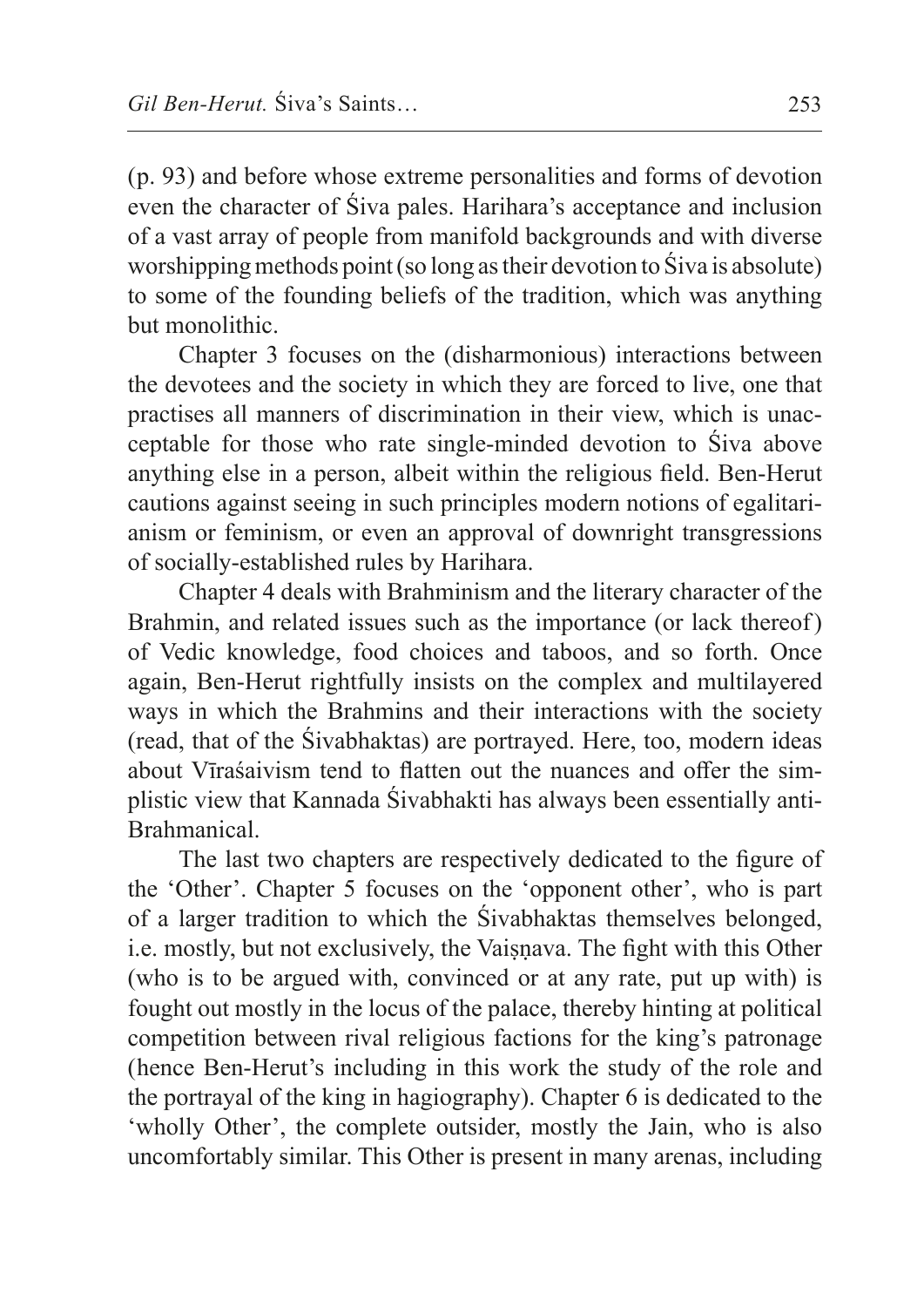(p. 93) and before whose extreme personalities and forms of devotion even the character of Śiva pales. Harihara's acceptance and inclusion of a vast array of people from manifold backgrounds and with diverse worshipping methods point (so long as their devotion to Śiva is absolute) to some of the founding beliefs of the tradition, which was anything but monolithic.

Chapter 3 focuses on the (disharmonious) interactions between the devotees and the society in which they are forced to live, one that practises all manners of discrimination in their view, which is unacceptable for those who rate single-minded devotion to Śiva above anything else in a person, albeit within the religious field. Ben-Herut cautions against seeing in such principles modern notions of egalitarianism or feminism, or even an approval of downright transgressions of socially-established rules by Harihara.

Chapter 4 deals with Brahminism and the literary character of the Brahmin, and related issues such as the importance (or lack thereof) of Vedic knowledge, food choices and taboos, and so forth. Once again, Ben-Herut rightfully insists on the complex and multilayered ways in which the Brahmins and their interactions with the society (read, that of the Śivabhaktas) are portrayed. Here, too, modern ideas about Vīraśaivism tend to flatten out the nuances and offer the simplistic view that Kannada Śivabhakti has always been essentially anti-Brahmanical.

The last two chapters are respectively dedicated to the figure of the 'Other'. Chapter 5 focuses on the 'opponent other', who is part of a larger tradition to which the Śivabhaktas themselves belonged, i.e. mostly, but not exclusively, the Vaiṣṇava. The fight with this Other (who is to be argued with, convinced or at any rate, put up with) is fought out mostly in the locus of the palace, thereby hinting at political competition between rival religious factions for the king's patronage (hence Ben-Herut's including in this work the study of the role and the portrayal of the king in hagiography). Chapter 6 is dedicated to the 'wholly Other', the complete outsider, mostly the Jain, who is also uncomfortably similar. This Other is present in many arenas, including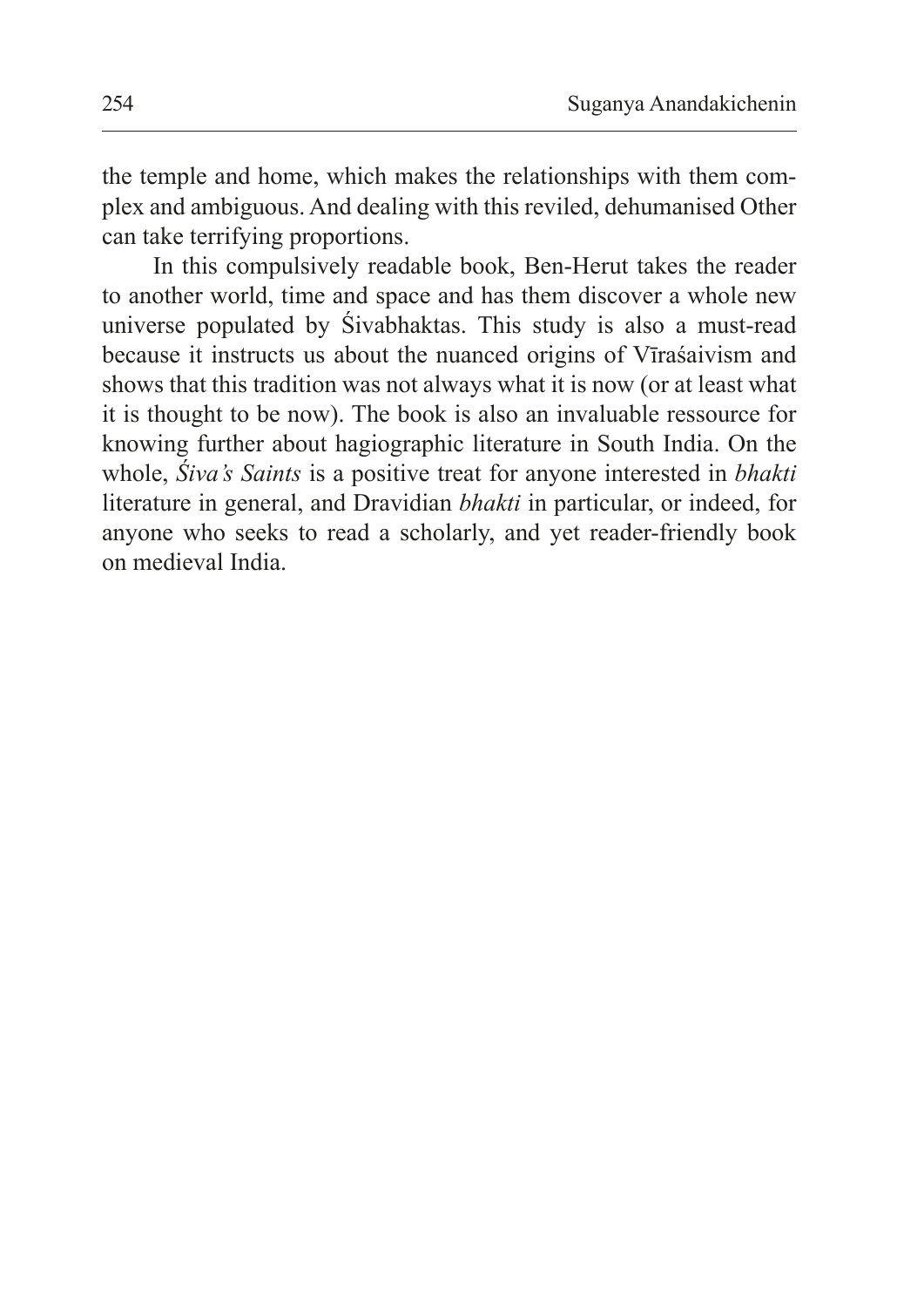the temple and home, which makes the relationships with them complex and ambiguous. And dealing with this reviled, dehumanised Other can take terrifying proportions.

In this compulsively readable book, Ben-Herut takes the reader to another world, time and space and has them discover a whole new universe populated by Śivabhaktas. This study is also a must-read because it instructs us about the nuanced origins of Vīraśaivism and shows that this tradition was not always what it is now (or at least what it is thought to be now). The book is also an invaluable ressource for knowing further about hagiographic literature in South India. On the whole, *Śiva's Saints* is a positive treat for anyone interested in *bhakti* literature in general, and Dravidian *bhakti* in particular, or indeed, for anyone who seeks to read a scholarly, and yet reader-friendly book on medieval India.